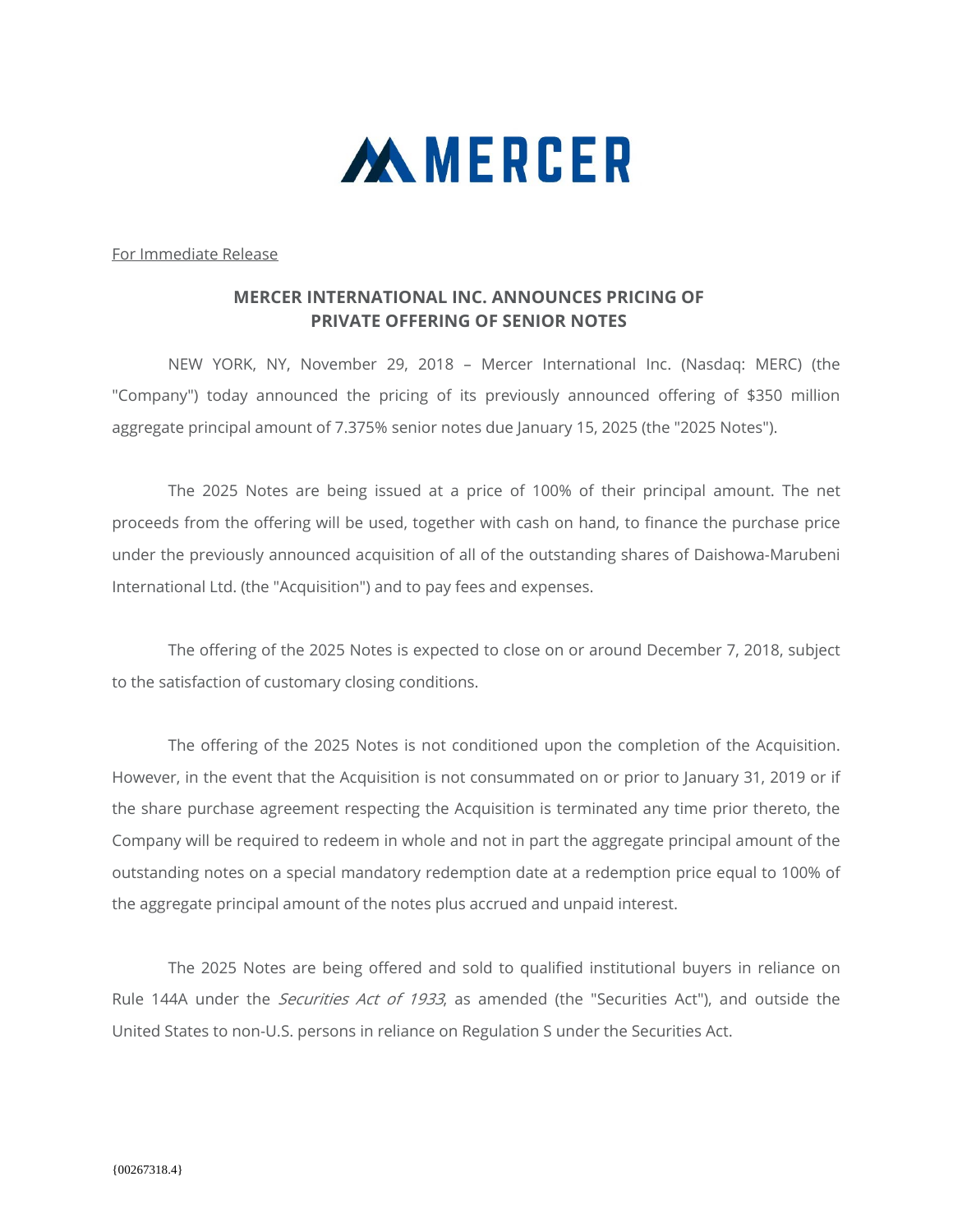MERCER

For Immediate Release

## MERCER INTERNATIONAL INC. ANNOUNCES PRICING OF PRIVATE OFFERING OF SENIOR NOTES

NEW YORK, NY, November 29, 2018 – Mercer International Inc. (Nasdaq: MERC) (the "Company") today announced the pricing of its previously announced offering of $350 million aggregate principal amount of 7.375% senior notes due January 15, 2025 (the "2025 Notes").

The 2025 Notes are being issued at a price of 100% of their principal amount. The net proceeds from the offering will be used, together with cash on hand, to finance the purchase price under the previously announced acquisition of all of the outstanding shares of Daishowa-Marubeni International Ltd. (the "Acquisition") and to pay fees and expenses.

The offering of the 2025 Notes is expected to close on or around December 7, 2018, subject to the satisfaction of customary closing conditions.

The offering of the 2025 Notes is not conditioned upon the completion of the Acquisition. However, in the event that the Acquisition is not consummated on or prior to January 31, 2019 or if the share purchase agreement respecting the Acquisition is terminated any time prior thereto, the Company will be required to redeem in whole and not in part the aggregate principal amount of the outstanding notes on a special mandatory redemption date at a redemption price equal to 100% of the aggregate principal amount of the notes plus accrued and unpaid interest.

The 2025 Notes are being offered and sold to qualified institutional buyers in reliance on Rule 144A under the *Securities Act of 1933*, as amended (the "Securities Act"), and outside the United States to non-U.S. persons in reliance on Regulation S under the Securities Act.

{00267318.4}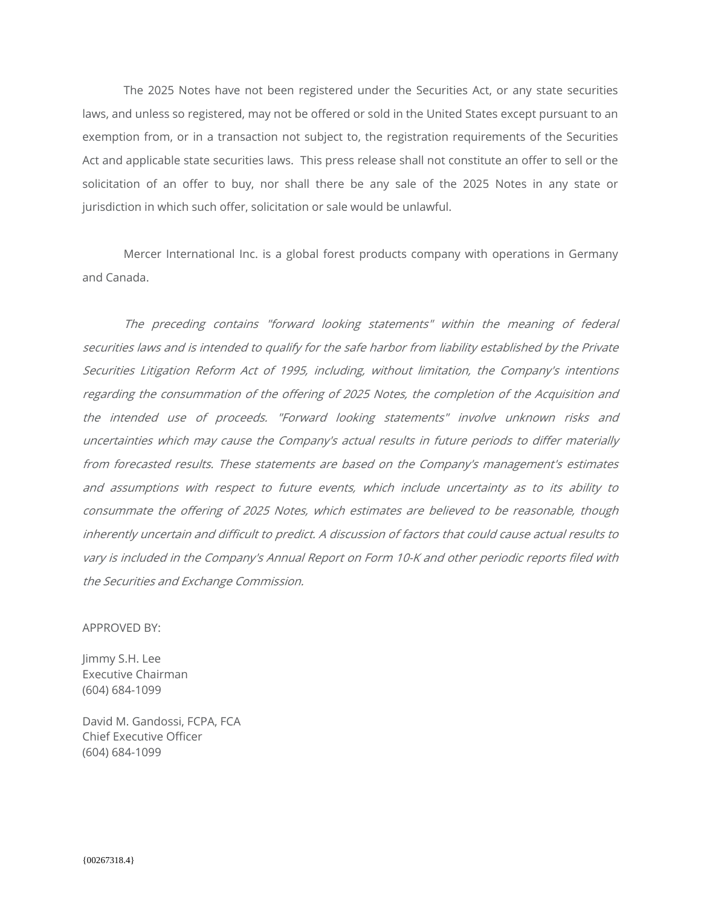The 2025 Notes have not been registered under the Securities Act, or any state securities laws, and unless so registered, may not be offered or sold in the United States except pursuant to an exemption from, or in a transaction not subject to, the registration requirements of the Securities Act and applicable state securities laws. This press release shall not constitute an offer to sell or the solicitation of an offer to buy, nor shall there be any sale of the 2025 Notes in any state or jurisdiction in which such offer, solicitation or sale would be unlawful.

Mercer International Inc. is a global forest products company with operations in Germany and Canada.

*The preceding contains "forward looking statements" within the meaning of federal securities laws and is intended to qualify for the safe harbor from liability established by the Private Securities Litigation Reform Act of 1995, including, without limitation, the Company's intentions regarding the consummation of the offering of 2025 Notes, the completion of the Acquisition and the intended use of proceeds. "Forward looking statements" involve unknown risks and uncertainties which may cause the Company's actual results in future periods to differ materially from forecasted results. These statements are based on the Company's management's estimates and assumptions with respect to future events, which include uncertainty as to its ability to consummate the offering of 2025 Notes, which estimates are believed to be reasonable, though inherently uncertain and difficult to predict. A discussion of factors that could cause actual results to vary is included in the Company's Annual Report on Form 10-K and other periodic reports filed with the Securities and Exchange Commission.*

APPROVED BY:

Jimmy S.H. Lee
Executive Chairman
(604) 684-1099

David M. Gandossi, FCPA, FCA
Chief Executive Officer
(604) 684-1099

{00267318.4}